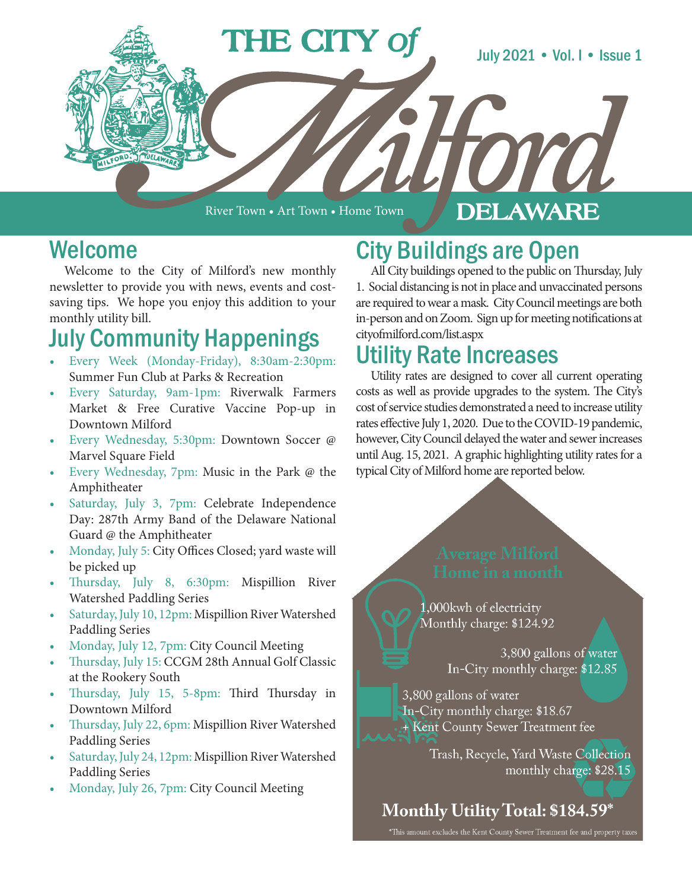# THE CITY of Milford DELAWARE

River Town • Art Town • Home Town

July 2021 • Vol. I • Issue 1

## Welcome

Welcome to the City of Milford's new monthly newsletter to provide you with news, events and cost-saving tips. We hope you enjoy this addition to your monthly utility bill.

## July Community Happenings

- Every Week (Monday-Friday), 8:30am-2:30pm: Summer Fun Club at Parks & Recreation
- Every Saturday, 9am-1pm: Riverwalk Farmers Market & Free Curative Vaccine Pop-up in Downtown Milford
- Every Wednesday, 5:30pm: Downtown Soccer @ Marvel Square Field
- Every Wednesday, 7pm: Music in the Park @ the Amphitheater
- Saturday, July 3, 7pm: Celebrate Independence Day: 287th Army Band of the Delaware National Guard @ the Amphitheater
- Monday, July 5: City Offices Closed; yard waste will be picked up
- Thursday, July 8, 6:30pm: Mispillion River Watershed Paddling Series
- Saturday, July 10, 12pm: Mispillion River Watershed Paddling Series
- Monday, July 12, 7pm: City Council Meeting
- Thursday, July 15: CCGM 28th Annual Golf Classic at the Rookery South
- Thursday, July 15, 5-8pm: Third Thursday in Downtown Milford
- Thursday, July 22, 6pm: Mispillion River Watershed Paddling Series
- Saturday, July 24, 12pm: Mispillion River Watershed Paddling Series
- Monday, July 26, 7pm: City Council Meeting

## City Buildings are Open

All City buildings opened to the public on Thursday, July 1. Social distancing is not in place and unvaccinated persons are required to wear a mask. City Council meetings are both in-person and on Zoom. Sign up for meeting notifications at cityofmilford.com/list.aspx

## Utility Rate Increases

Utility rates are designed to cover all current operating costs as well as provide upgrades to the system. The City's cost of service studies demonstrated a need to increase utility rates effective July 1, 2020. Due to the COVID-19 pandemic, however, City Council delayed the water and sewer increases until Aug. 15, 2021. A graphic highlighting utility rates for a typical City of Milford home are reported below.

### Average Milford Home in a month

1,000kwh of electricity
Monthly charge: $124.92

3,800 gallons of water
In-City monthly charge: $12.85

3,800 gallons of water
In-City monthly charge: $18.67
+ Kent County Sewer Treatment fee

Trash, Recycle, Yard Waste Collection
monthly charge: $28.15

**Monthly Utility Total: $184.59***

*This amount excludes the Kent County Sewer Treatment fee and property taxes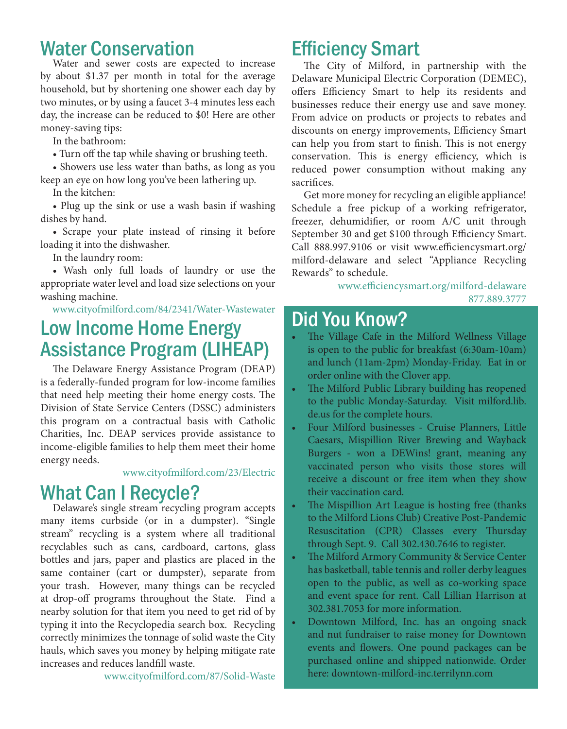## Water Conservation

Water and sewer costs are expected to increase by about $1.37 per month in total for the average household, but by shortening one shower each day by two minutes, or by using a faucet 3-4 minutes less each day, the increase can be reduced to $0! Here are other money-saving tips:

In the bathroom:

- Turn off the tap while shaving or brushing teeth.
- Showers use less water than baths, as long as you keep an eye on how long you've been lathering up.

In the kitchen:

- Plug up the sink or use a wash basin if washing dishes by hand.
- Scrape your plate instead of rinsing it before loading it into the dishwasher.

In the laundry room:

- Wash only full loads of laundry or use the appropriate water level and load size selections on your washing machine.

www.cityofmilford.com/84/2341/Water-Wastewater

## Low Income Home Energy Assistance Program (LIHEAP)

The Delaware Energy Assistance Program (DEAP) is a federally-funded program for low-income families that need help meeting their home energy costs. The Division of State Service Centers (DSSC) administers this program on a contractual basis with Catholic Charities, Inc. DEAP services provide assistance to income-eligible families to help them meet their home energy needs.

www.cityofmilford.com/23/Electric

## What Can I Recycle?

Delaware's single stream recycling program accepts many items curbside (or in a dumpster). "Single stream" recycling is a system where all traditional recyclables such as cans, cardboard, cartons, glass bottles and jars, paper and plastics are placed in the same container (cart or dumpster), separate from your trash. However, many things can be recycled at drop-off programs throughout the State. Find a nearby solution for that item you need to get rid of by typing it into the Recyclopedia search box. Recycling correctly minimizes the tonnage of solid waste the City hauls, which saves you money by helping mitigate rate increases and reduces landfill waste.

www.cityofmilford.com/87/Solid-Waste

## Efficiency Smart

The City of Milford, in partnership with the Delaware Municipal Electric Corporation (DEMEC), offers Efficiency Smart to help its residents and businesses reduce their energy use and save money. From advice on products or projects to rebates and discounts on energy improvements, Efficiency Smart can help you from start to finish. This is not energy conservation. This is energy efficiency, which is reduced power consumption without making any sacrifices.

Get more money for recycling an eligible appliance! Schedule a free pickup of a working refrigerator, freezer, dehumidifier, or room A/C unit through September 30 and get $100 through Efficiency Smart. Call 888.997.9106 or visit www.efficiencysmart.org/milford-delaware and select "Appliance Recycling Rewards" to schedule.

www.efficiencysmart.org/milford-delaware
877.889.3777

## Did You Know?

- The Village Cafe in the Milford Wellness Village is open to the public for breakfast (6:30am-10am) and lunch (11am-2pm) Monday-Friday. Eat in or order online with the Clover app.
- The Milford Public Library building has reopened to the public Monday-Saturday. Visit milford.lib.de.us for the complete hours.
- Four Milford businesses - Cruise Planners, Little Caesars, Mispillion River Brewing and Wayback Burgers - won a DEWins! grant, meaning any vaccinated person who visits those stores will receive a discount or free item when they show their vaccination card.
- The Mispillion Art League is hosting free (thanks to the Milford Lions Club) Creative Post-Pandemic Resuscitation (CPR) Classes every Thursday through Sept. 9. Call 302.430.7646 to register.
- The Milford Armory Community & Service Center has basketball, table tennis and roller derby leagues open to the public, as well as co-working space and event space for rent. Call Lillian Harrison at 302.381.7053 for more information.
- Downtown Milford, Inc. has an ongoing snack and nut fundraiser to raise money for Downtown events and flowers. One pound packages can be purchased online and shipped nationwide. Order here: downtown-milford-inc.terrilynn.com